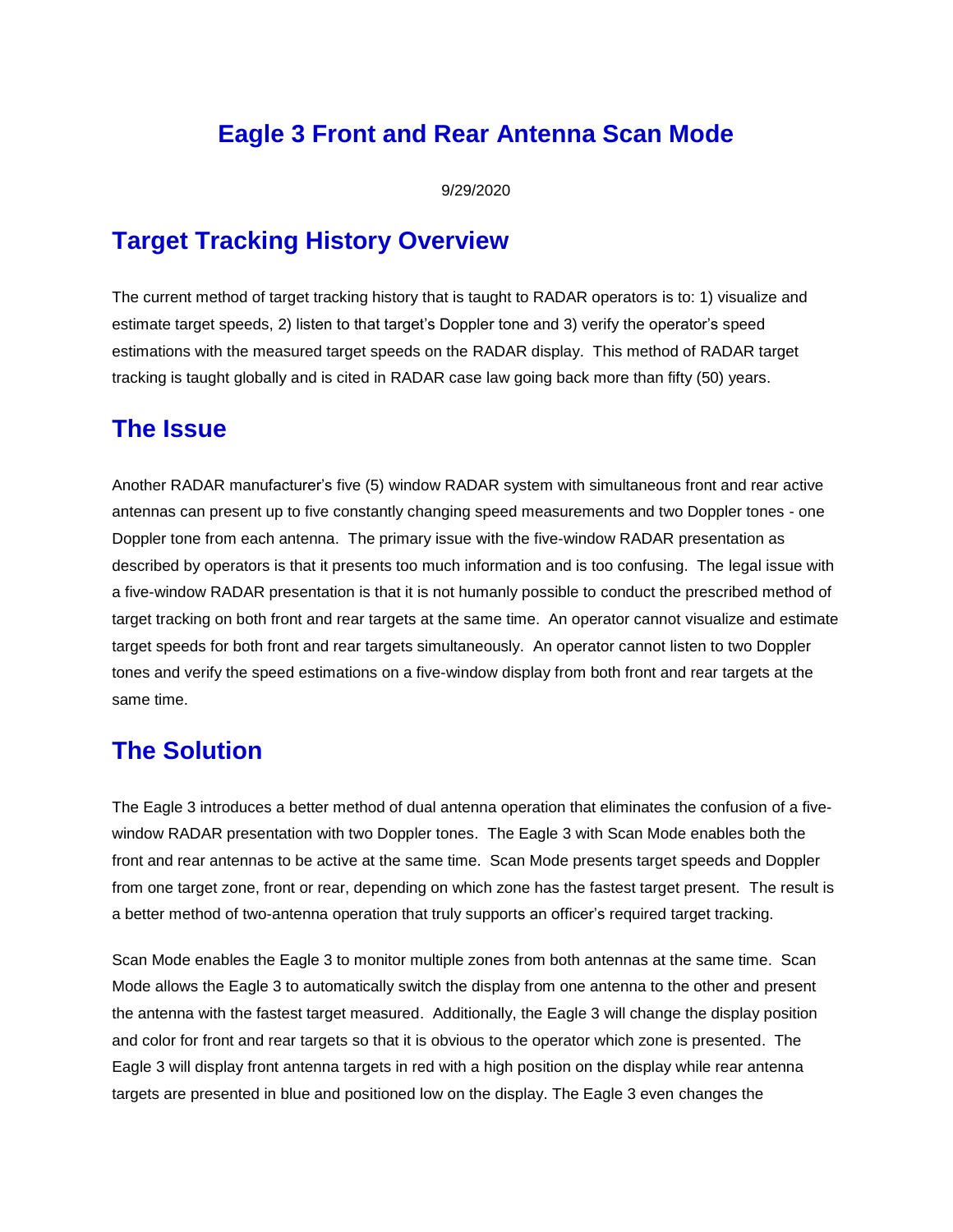# Eagle 3 Front and Rear Antenna Scan Mode

9/29/2020

## Target Tracking History Overview

The current method of target tracking history that is taught to RADAR operators is to: 1) visualize and estimate target speeds, 2) listen to that target's Doppler tone and 3) verify the operator's speed estimations with the measured target speeds on the RADAR display. This method of RADAR target tracking is taught globally and is cited in RADAR case law going back more than fifty (50) years.

## The Issue

Another RADAR manufacturer's five (5) window RADAR system with simultaneous front and rear active antennas can present up to five constantly changing speed measurements and two Doppler tones - one Doppler tone from each antenna. The primary issue with the five-window RADAR presentation as described by operators is that it presents too much information and is too confusing. The legal issue with a five-window RADAR presentation is that it is not humanly possible to conduct the prescribed method of target tracking on both front and rear targets at the same time. An operator cannot visualize and estimate target speeds for both front and rear targets simultaneously. An operator cannot listen to two Doppler tones and verify the speed estimations on a five-window display from both front and rear targets at the same time.

## The Solution

The Eagle 3 introduces a better method of dual antenna operation that eliminates the confusion of a five-window RADAR presentation with two Doppler tones. The Eagle 3 with Scan Mode enables both the front and rear antennas to be active at the same time. Scan Mode presents target speeds and Doppler from one target zone, front or rear, depending on which zone has the fastest target present. The result is a better method of two-antenna operation that truly supports an officer's required target tracking.

Scan Mode enables the Eagle 3 to monitor multiple zones from both antennas at the same time. Scan Mode allows the Eagle 3 to automatically switch the display from one antenna to the other and present the antenna with the fastest target measured. Additionally, the Eagle 3 will change the display position and color for front and rear targets so that it is obvious to the operator which zone is presented. The Eagle 3 will display front antenna targets in red with a high position on the display while rear antenna targets are presented in blue and positioned low on the display. The Eagle 3 even changes the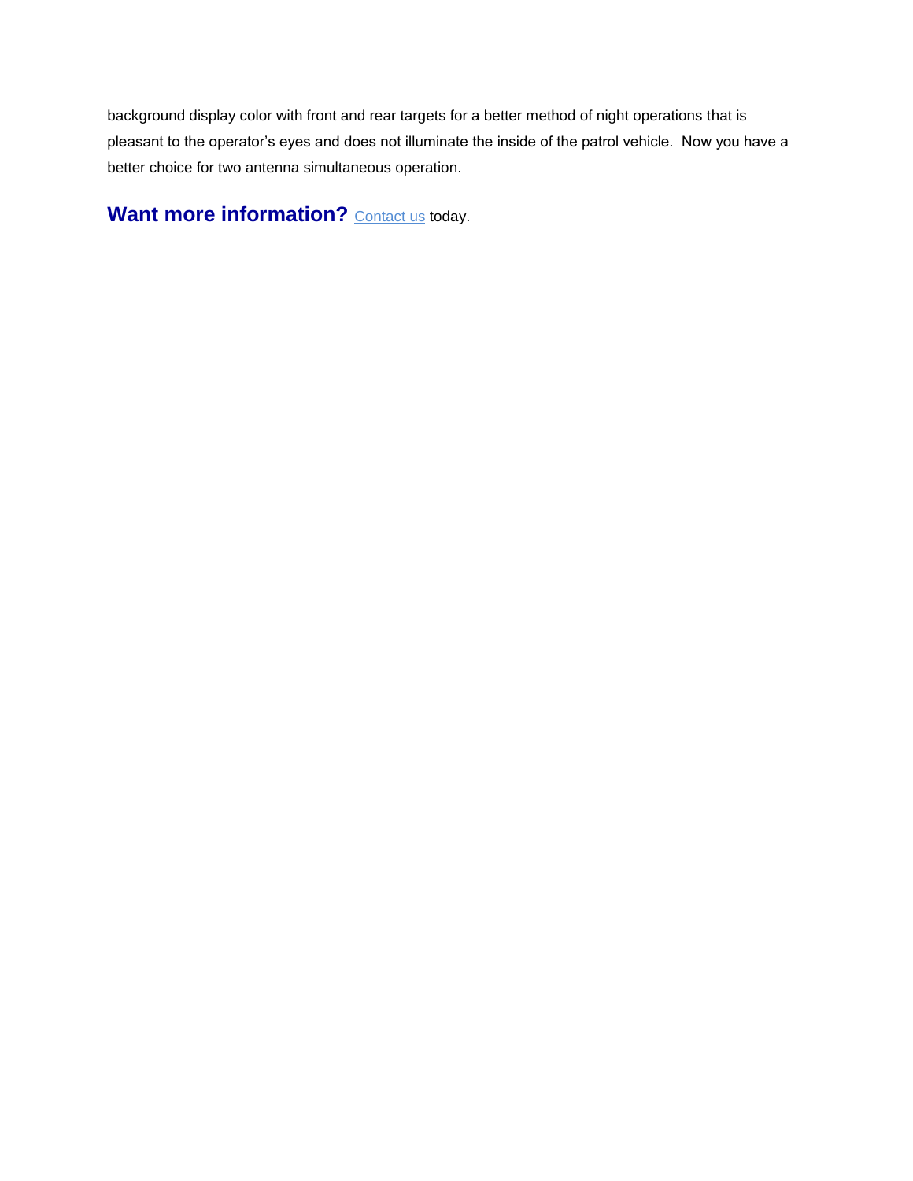background display color with front and rear targets for a better method of night operations that is pleasant to the operator's eyes and does not illuminate the inside of the patrol vehicle. Now you have a better choice for two antenna simultaneous operation.

**Want more information?** Contact us today.